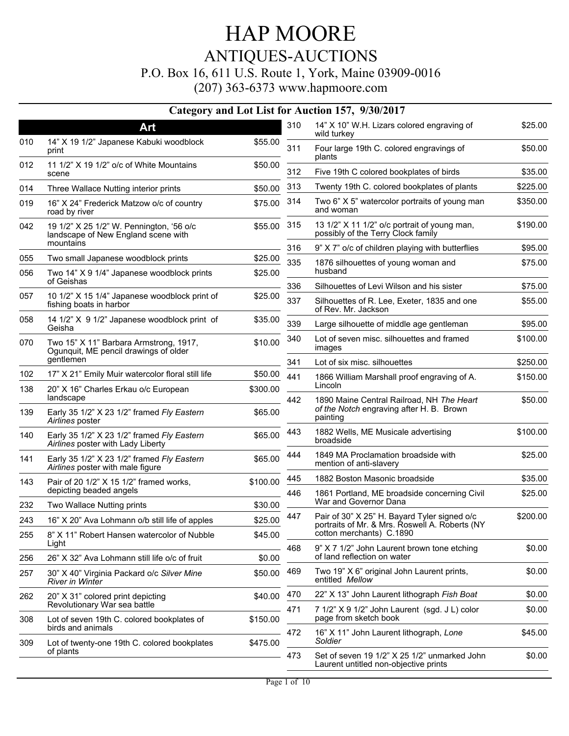# HAP MOORE

## ANTIQUES-AUCTIONS

P.O. Box 16, 611 U.S. Route 1, York, Maine 03909-0016

(207) 363-6373 www.hapmoore.com

### Category and Lot List for Auction 157, 9/30/2017

#### Art

| Lot | Description | Price |
|---|---|---|
| 010 | 14" X 19 1/2" Japanese Kabuki woodblock print | $55.00 |
| 012 | 11 1/2" X 19 1/2" o/c of White Mountains scene | $50.00 |
| 014 | Three Wallace Nutting interior prints | $50.00 |
| 019 | 16" X 24" Frederick Matzow o/c of country road by river | $75.00 |
| 042 | 19 1/2" X 25 1/2" W. Pennington, '56 o/c landscape of New England scene with mountains | $55.00 |
| 055 | Two small Japanese woodblock prints | $25.00 |
| 056 | Two 14" X 9 1/4" Japanese woodblock prints of Geishas | $25.00 |
| 057 | 10 1/2" X 15 1/4" Japanese woodblock print of fishing boats in harbor | $25.00 |
| 058 | 14 1/2" X 9 1/2" Japanese woodblock print of Geisha | $35.00 |
| 070 | Two 15" X 11" Barbara Armstrong, 1917, Ogunquit, ME pencil drawings of older gentlemen | $10.00 |
| 102 | 17" X 21" Emily Muir watercolor floral still life | $50.00 |
| 138 | 20" X 16" Charles Erkau o/c European landscape | $300.00 |
| 139 | Early 35 1/2" X 23 1/2" framed *Fly Eastern Airlines* poster | $65.00 |
| 140 | Early 35 1/2" X 23 1/2" framed *Fly Eastern Airlines* poster with Lady Liberty | $65.00 |
| 141 | Early 35 1/2" X 23 1/2" framed *Fly Eastern Airlines* poster with male figure | $65.00 |
| 143 | Pair of 20 1/2" X 15 1/2" framed works, depicting beaded angels | $100.00 |
| 232 | Two Wallace Nutting prints | $30.00 |
| 243 | 16" X 20" Ava Lohmann o/b still life of apples | $25.00 |
| 255 | 8" X 11" Robert Hansen watercolor of Nubble Light | $45.00 |
| 256 | 26" X 32" Ava Lohmann still life o/c of fruit | $0.00 |
| 257 | 30" X 40" Virginia Packard o/c *Silver Mine River in Winter* | $50.00 |
| 262 | 20" X 31" colored print depicting Revolutionary War sea battle | $40.00 |
| 308 | Lot of seven 19th C. colored bookplates of birds and animals | $150.00 |
| 309 | Lot of twenty-one 19th C. colored bookplates of plants | $475.00 |
| 310 | 14" X 10" W.H. Lizars colored engraving of wild turkey | $25.00 |
| 311 | Four large 19th C. colored engravings of plants | $50.00 |
| 312 | Five 19th C colored bookplates of birds | $35.00 |
| 313 | Twenty 19th C. colored bookplates of plants | $225.00 |
| 314 | Two 6" X 5" watercolor portraits of young man and woman | $350.00 |
| 315 | 13 1/2" X 11 1/2" o/c portrait of young man, possibly of the Terry Clock family | $190.00 |
| 316 | 9" X 7" o/c of children playing with butterflies | $95.00 |
| 335 | 1876 silhouettes of young woman and husband | $75.00 |
| 336 | Silhouettes of Levi Wilson and his sister | $75.00 |
| 337 | Silhouettes of R. Lee, Exeter, 1835 and one of Rev. Mr. Jackson | $55.00 |
| 339 | Large silhouette of middle age gentleman | $95.00 |
| 340 | Lot of seven misc. silhouettes and framed images | $100.00 |
| 341 | Lot of six misc. silhouettes | $250.00 |
| 441 | 1866 William Marshall proof engraving of A. Lincoln | $150.00 |
| 442 | 1890 Maine Central Railroad, NH *The Heart of the Notch* engraving after H. B. Brown painting | $50.00 |
| 443 | 1882 Wells, ME Musicale advertising broadside | $100.00 |
| 444 | 1849 MA Proclamation broadside with mention of anti-slavery | $25.00 |
| 445 | 1882 Boston Masonic broadside | $35.00 |
| 446 | 1861 Portland, ME broadside concerning Civil War and Governor Dana | $25.00 |
| 447 | Pair of 30" X 25" H. Bayard Tyler signed o/c portraits of Mr. & Mrs. Roswell A. Roberts (NY cotton merchants) C.1890 | $200.00 |
| 468 | 9" X 7 1/2" John Laurent brown tone etching of land reflection on water | $0.00 |
| 469 | Two 19" X 6" original John Laurent prints, entitled *Mellow* | $0.00 |
| 470 | 22" X 13" John Laurent lithograph *Fish Boat* | $0.00 |
| 471 | 7 1/2" X 9 1/2" John Laurent (sgd. J L) color page from sketch book | $0.00 |
| 472 | 16" X 11" John Laurent lithograph, *Lone Soldier* | $45.00 |
| 473 | Set of seven 19 1/2" X 25 1/2" unmarked John Laurent untitled non-objective prints | $0.00 |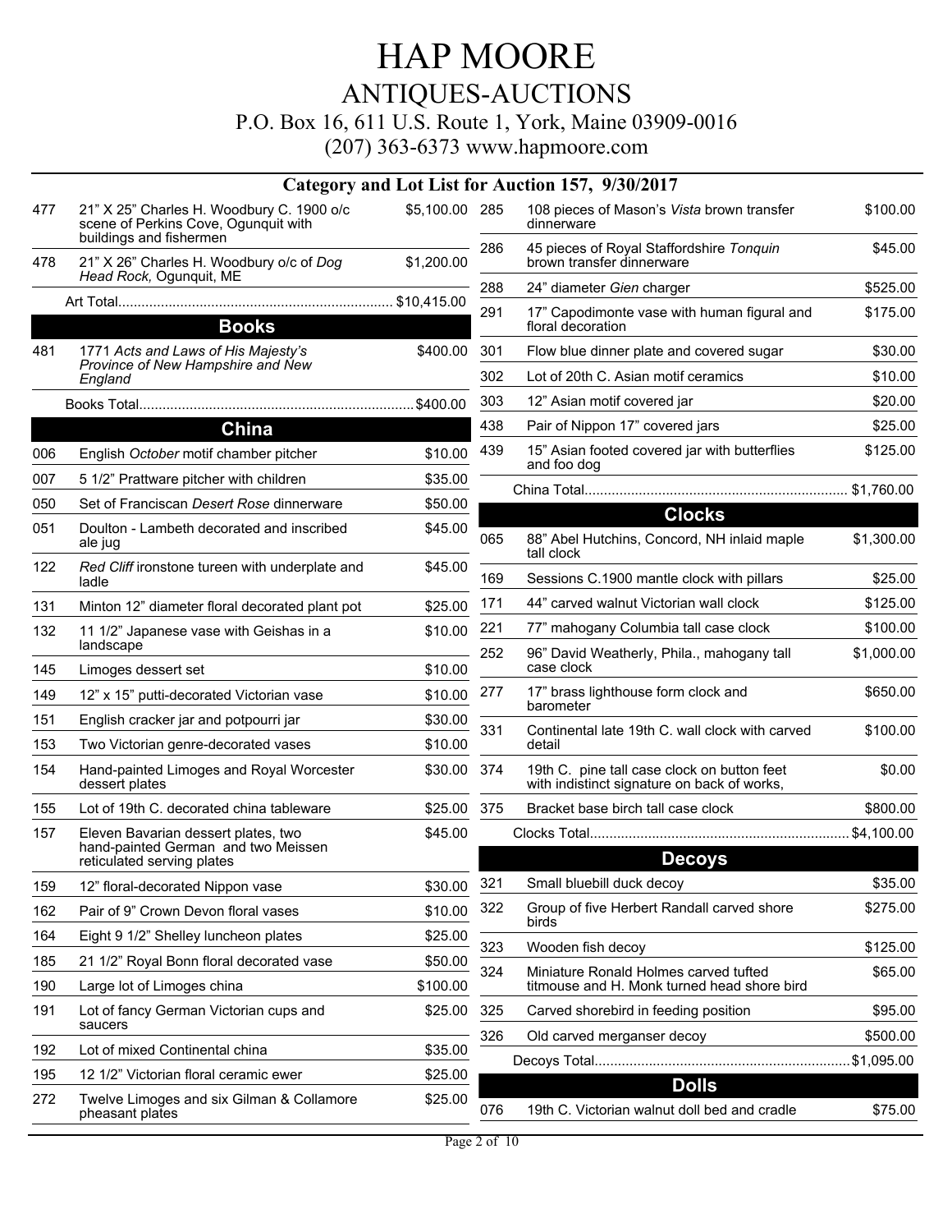# HAP MOORE

## ANTIQUES-AUCTIONS

P.O. Box 16, 611 U.S. Route 1, York, Maine 03909-0016

(207) 363-6373 www.hapmoore.com

### Category and Lot List for Auction 157, 9/30/2017

| Lot | Description | Price |
|---|---|---|
| 477 | 21" X 25" Charles H. Woodbury C. 1900 o/c scene of Perkins Cove, Ogunquit with buildings and fishermen | $5,100.00 |
| 478 | 21" X 26" Charles H. Woodbury o/c of *Dog Head Rock,* Ogunquit, ME | $1,200.00 |
| | Art Total | $10,415.00 |

### Books

| Lot | Description | Price |
|---|---|---|
| 481 | 1771 *Acts and Laws of His Majesty's Province of New Hampshire and New England* | $400.00 |
| | Books Total | $400.00 |

### China

| Lot | Description | Price |
|---|---|---|
| 006 | English *October* motif chamber pitcher | $10.00 |
| 007 | 5 1/2" Prattware pitcher with children | $35.00 |
| 050 | Set of Franciscan *Desert Rose* dinnerware | $50.00 |
| 051 | Doulton - Lambeth decorated and inscribed ale jug | $45.00 |
| 122 | *Red Cliff* ironstone tureen with underplate and ladle | $45.00 |
| 131 | Minton 12" diameter floral decorated plant pot | $25.00 |
| 132 | 11 1/2" Japanese vase with Geishas in a landscape | $10.00 |
| 145 | Limoges dessert set | $10.00 |
| 149 | 12" x 15" putti-decorated Victorian vase | $10.00 |
| 151 | English cracker jar and potpourri jar | $30.00 |
| 153 | Two Victorian genre-decorated vases | $10.00 |
| 154 | Hand-painted Limoges and Royal Worcester dessert plates | $30.00 |
| 155 | Lot of 19th C. decorated china tableware | $25.00 |
| 157 | Eleven Bavarian dessert plates, two hand-painted German and two Meissen reticulated serving plates | $45.00 |
| 159 | 12" floral-decorated Nippon vase | $30.00 |
| 162 | Pair of 9" Crown Devon floral vases | $10.00 |
| 164 | Eight 9 1/2" Shelley luncheon plates | $25.00 |
| 185 | 21 1/2" Royal Bonn floral decorated vase | $50.00 |
| 190 | Large lot of Limoges china | $100.00 |
| 191 | Lot of fancy German Victorian cups and saucers | $25.00 |
| 192 | Lot of mixed Continental china | $35.00 |
| 195 | 12 1/2" Victorian floral ceramic ewer | $25.00 |
| 272 | Twelve Limoges and six Gilman & Collamore pheasant plates | $25.00 |
| 285 | 108 pieces of Mason's *Vista* brown transfer dinnerware | $100.00 |
| 286 | 45 pieces of Royal Staffordshire *Tonquin* brown transfer dinnerware | $45.00 |
| 288 | 24" diameter *Gien* charger | $525.00 |
| 291 | 17" Capodimonte vase with human figural and floral decoration | $175.00 |
| 301 | Flow blue dinner plate and covered sugar | $30.00 |
| 302 | Lot of 20th C. Asian motif ceramics | $10.00 |
| 303 | 12" Asian motif covered jar | $20.00 |
| 438 | Pair of Nippon 17" covered jars | $25.00 |
| 439 | 15" Asian footed covered jar with butterflies and foo dog | $125.00 |
| | China Total | $1,760.00 |

### Clocks

| Lot | Description | Price |
|---|---|---|
| 065 | 88" Abel Hutchins, Concord, NH inlaid maple tall clock | $1,300.00 |
| 169 | Sessions C.1900 mantle clock with pillars | $25.00 |
| 171 | 44" carved walnut Victorian wall clock | $125.00 |
| 221 | 77" mahogany Columbia tall case clock | $100.00 |
| 252 | 96" David Weatherly, Phila., mahogany tall case clock | $1,000.00 |
| 277 | 17" brass lighthouse form clock and barometer | $650.00 |
| 331 | Continental late 19th C. wall clock with carved detail | $100.00 |
| 374 | 19th C. pine tall case clock on button feet with indistinct signature on back of works, | $0.00 |
| 375 | Bracket base birch tall case clock | $800.00 |
| | Clocks Total | $4,100.00 |

### Decoys

| Lot | Description | Price |
|---|---|---|
| 321 | Small bluebill duck decoy | $35.00 |
| 322 | Group of five Herbert Randall carved shore birds | $275.00 |
| 323 | Wooden fish decoy | $125.00 |
| 324 | Miniature Ronald Holmes carved tufted titmouse and H. Monk turned head shore bird | $65.00 |
| 325 | Carved shorebird in feeding position | $95.00 |
| 326 | Old carved merganser decoy | $500.00 |
| | Decoys Total | $1,095.00 |

### Dolls

| Lot | Description | Price |
|---|---|---|
| 076 | 19th C. Victorian walnut doll bed and cradle | $75.00 |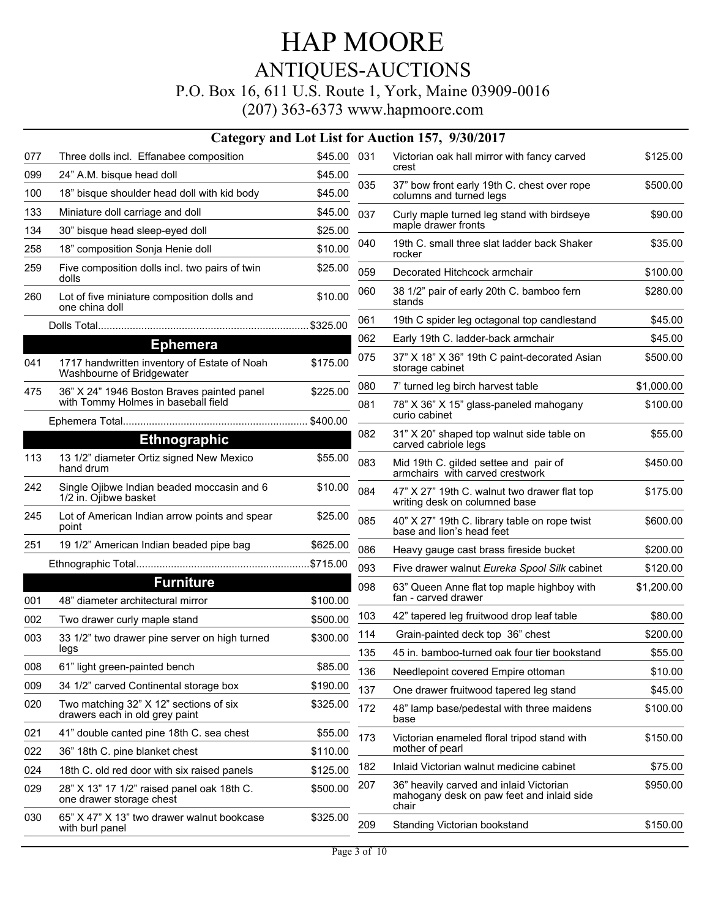# HAP MOORE

## ANTIQUES-AUCTIONS

P.O. Box 16, 611 U.S. Route 1, York, Maine 03909-0016

(207) 363-6373 www.hapmoore.com

### Category and Lot List for Auction 157, 9/30/2017

| Lot | Description | Price |
|---|---|---|
| 077 | Three dolls incl. Effanabee composition | $45.00 |
| 099 | 24" A.M. bisque head doll | $45.00 |
| 100 | 18" bisque shoulder head doll with kid body | $45.00 |
| 133 | Miniature doll carriage and doll | $45.00 |
| 134 | 30" bisque head sleep-eyed doll | $25.00 |
| 258 | 18" composition Sonja Henie doll | $10.00 |
| 259 | Five composition dolls incl. two pairs of twin dolls | $25.00 |
| 260 | Lot of five miniature composition dolls and one china doll | $10.00 |
| | Dolls Total | $325.00 |

## Ephemera

| Lot | Description | Price |
|---|---|---|
| 041 | 1717 handwritten inventory of Estate of Noah Washbourne of Bridgewater | $175.00 |
| 475 | 36" X 24" 1946 Boston Braves painted panel with Tommy Holmes in baseball field | $225.00 |
| | Ephemera Total | $400.00 |

## Ethnographic

| Lot | Description | Price |
|---|---|---|
| 113 | 13 1/2" diameter Ortiz signed New Mexico hand drum | $55.00 |
| 242 | Single Ojibwe Indian beaded moccasin and 6 1/2 in. Ojibwe basket | $10.00 |
| 245 | Lot of American Indian arrow points and spear point | $25.00 |
| 251 | 19 1/2" American Indian beaded pipe bag | $625.00 |
| | Ethnographic Total | $715.00 |

## Furniture

| Lot | Description | Price |
|---|---|---|
| 001 | 48" diameter architectural mirror | $100.00 |
| 002 | Two drawer curly maple stand | $500.00 |
| 003 | 33 1/2" two drawer pine server on high turned legs | $300.00 |
| 008 | 61" light green-painted bench | $85.00 |
| 009 | 34 1/2" carved Continental storage box | $190.00 |
| 020 | Two matching 32" X 12" sections of six drawers each in old grey paint | $325.00 |
| 021 | 41" double canted pine 18th C. sea chest | $55.00 |
| 022 | 36" 18th C. pine blanket chest | $110.00 |
| 024 | 18th C. old red door with six raised panels | $125.00 |
| 029 | 28" X 13" 17 1/2" raised panel oak 18th C. one drawer storage chest | $500.00 |
| 030 | 65" X 47" X 13" two drawer walnut bookcase with burl panel | $325.00 |
| 031 | Victorian oak hall mirror with fancy carved crest | $125.00 |
| 035 | 37" bow front early 19th C. chest over rope columns and turned legs | $500.00 |
| 037 | Curly maple turned leg stand with birdseye maple drawer fronts | $90.00 |
| 040 | 19th C. small three slat ladder back Shaker rocker | $35.00 |
| 059 | Decorated Hitchcock armchair | $100.00 |
| 060 | 38 1/2" pair of early 20th C. bamboo fern stands | $280.00 |
| 061 | 19th C spider leg octagonal top candlestand | $45.00 |
| 062 | Early 19th C. ladder-back armchair | $45.00 |
| 075 | 37" X 18" X 36" 19th C paint-decorated Asian storage cabinet | $500.00 |
| 080 | 7' turned leg birch harvest table | $1,000.00 |
| 081 | 78" X 36" X 15" glass-paneled mahogany curio cabinet | $100.00 |
| 082 | 31" X 20" shaped top walnut side table on carved cabriole legs | $55.00 |
| 083 | Mid 19th C. gilded settee and pair of armchairs with carved crestwork | $450.00 |
| 084 | 47" X 27" 19th C. walnut two drawer flat top writing desk on columned base | $175.00 |
| 085 | 40" X 27" 19th C. library table on rope twist base and lion's head feet | $600.00 |
| 086 | Heavy gauge cast brass fireside bucket | $200.00 |
| 093 | Five drawer walnut *Eureka Spool Silk* cabinet | $120.00 |
| 098 | 63" Queen Anne flat top maple highboy with fan - carved drawer | $1,200.00 |
| 103 | 42" tapered leg fruitwood drop leaf table | $80.00 |
| 114 | Grain-painted deck top 36" chest | $200.00 |
| 135 | 45 in. bamboo-turned oak four tier bookstand | $55.00 |
| 136 | Needlepoint covered Empire ottoman | $10.00 |
| 137 | One drawer fruitwood tapered leg stand | $45.00 |
| 172 | 48" lamp base/pedestal with three maidens base | $100.00 |
| 173 | Victorian enameled floral tripod stand with mother of pearl | $150.00 |
| 182 | Inlaid Victorian walnut medicine cabinet | $75.00 |
| 207 | 36" heavily carved and inlaid Victorian mahogany desk on paw feet and inlaid side chair | $950.00 |
| 209 | Standing Victorian bookstand | $150.00 |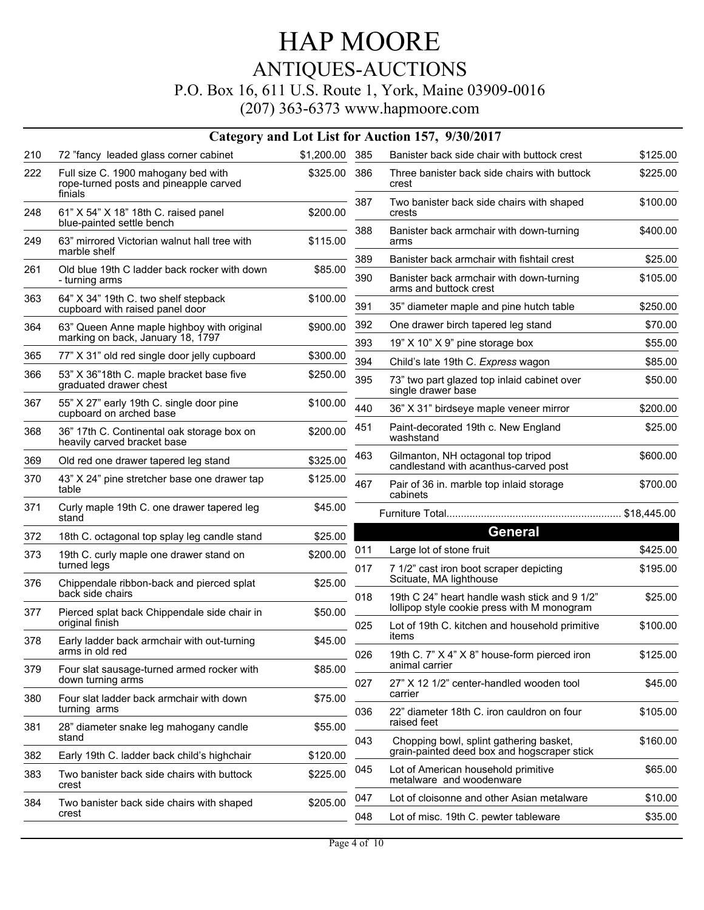# HAP MOORE

## ANTIQUES-AUCTIONS

P.O. Box 16, 611 U.S. Route 1, York, Maine 03909-0016

(207) 363-6373 www.hapmoore.com

### Category and Lot List for Auction 157, 9/30/2017

| Lot | Description | Price |
|---|---|---|
| 210 | 72 "fancy leaded glass corner cabinet | $1,200.00 |
| 222 | Full size C. 1900 mahogany bed with rope-turned posts and pineapple carved finials | $325.00 |
| 248 | 61" X 54" X 18" 18th C. raised panel blue-painted settle bench | $200.00 |
| 249 | 63" mirrored Victorian walnut hall tree with marble shelf | $115.00 |
| 261 | Old blue 19th C ladder back rocker with down - turning arms | $85.00 |
| 363 | 64" X 34" 19th C. two shelf stepback cupboard with raised panel door | $100.00 |
| 364 | 63" Queen Anne maple highboy with original marking on back, January 18, 1797 | $900.00 |
| 365 | 77" X 31" old red single door jelly cupboard | $300.00 |
| 366 | 53" X 36"18th C. maple bracket base five graduated drawer chest | $250.00 |
| 367 | 55" X 27" early 19th C. single door pine cupboard on arched base | $100.00 |
| 368 | 36" 17th C. Continental oak storage box on heavily carved bracket base | $200.00 |
| 369 | Old red one drawer tapered leg stand | $325.00 |
| 370 | 43" X 24" pine stretcher base one drawer tap table | $125.00 |
| 371 | Curly maple 19th C. one drawer tapered leg stand | $45.00 |
| 372 | 18th C. octagonal top splay leg candle stand | $25.00 |
| 373 | 19th C. curly maple one drawer stand on turned legs | $200.00 |
| 376 | Chippendale ribbon-back and pierced splat back side chairs | $25.00 |
| 377 | Pierced splat back Chippendale side chair in original finish | $50.00 |
| 378 | Early ladder back armchair with out-turning arms in old red | $45.00 |
| 379 | Four slat sausage-turned armed rocker with down turning arms | $85.00 |
| 380 | Four slat ladder back armchair with down turning arms | $75.00 |
| 381 | 28" diameter snake leg mahogany candle stand | $55.00 |
| 382 | Early 19th C. ladder back child's highchair | $120.00 |
| 383 | Two banister back side chairs with buttock crest | $225.00 |
| 384 | Two banister back side chairs with shaped crest | $205.00 |
| 385 | Banister back side chair with buttock crest | $125.00 |
| 386 | Three banister back side chairs with buttock crest | $225.00 |
| 387 | Two banister back side chairs with shaped crests | $100.00 |
| 388 | Banister back armchair with down-turning arms | $400.00 |
| 389 | Banister back armchair with fishtail crest | $25.00 |
| 390 | Banister back armchair with down-turning arms and buttock crest | $105.00 |
| 391 | 35" diameter maple and pine hutch table | $250.00 |
| 392 | One drawer birch tapered leg stand | $70.00 |
| 393 | 19" X 10" X 9" pine storage box | $55.00 |
| 394 | Child's late 19th C. *Express* wagon | $85.00 |
| 395 | 73" two part glazed top inlaid cabinet over single drawer base | $50.00 |
| 440 | 36" X 31" birdseye maple veneer mirror | $200.00 |
| 451 | Paint-decorated 19th c. New England washstand | $25.00 |
| 463 | Gilmanton, NH octagonal top tripod candlestand with acanthus-carved post | $600.00 |
| 467 | Pair of 36 in. marble top inlaid storage cabinets | $700.00 |

Furniture Total............................................................... $18,445.00

## General

| Lot | Description | Price |
|---|---|---|
| 011 | Large lot of stone fruit | $425.00 |
| 017 | 7 1/2" cast iron boot scraper depicting Scituate, MA lighthouse | $195.00 |
| 018 | 19th C 24" heart handle wash stick and 9 1/2" lollipop style cookie press with M monogram | $25.00 |
| 025 | Lot of 19th C. kitchen and household primitive items | $100.00 |
| 026 | 19th C. 7" X 4" X 8" house-form pierced iron animal carrier | $125.00 |
| 027 | 27" X 12 1/2" center-handled wooden tool carrier | $45.00 |
| 036 | 22" diameter 18th C. iron cauldron on four raised feet | $105.00 |
| 043 | Chopping bowl, splint gathering basket, grain-painted deed box and hogscraper stick | $160.00 |
| 045 | Lot of American household primitive metalware and woodenware | $65.00 |
| 047 | Lot of cloisonne and other Asian metalware | $10.00 |
| 048 | Lot of misc. 19th C. pewter tableware | $35.00 |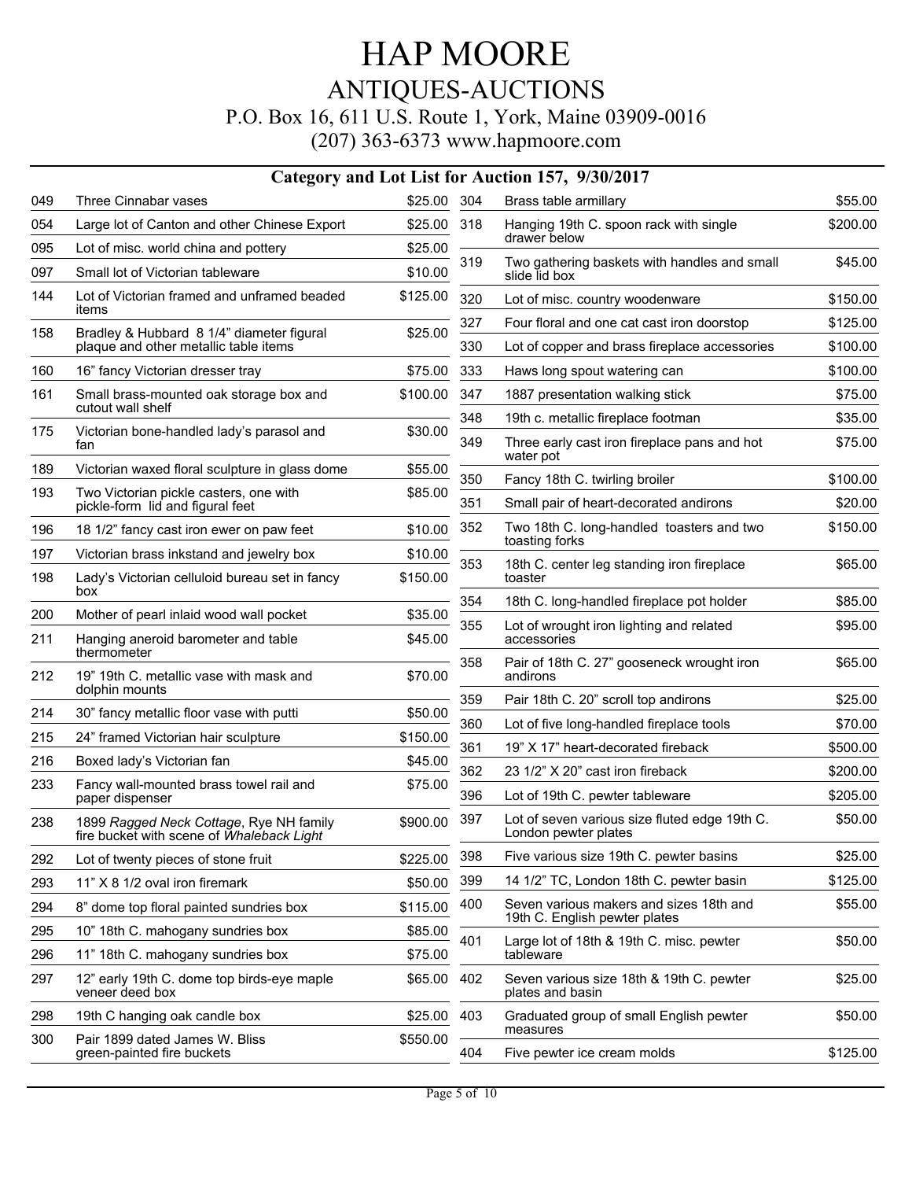# HAP MOORE

## ANTIQUES-AUCTIONS

P.O. Box 16, 611 U.S. Route 1, York, Maine 03909-0016

(207) 363-6373 www.hapmoore.com

### Category and Lot List for Auction 157, 9/30/2017

| Lot | Description | Price |
|---|---|---|
| 049 | Three Cinnabar vases | $25.00 |
| 054 | Large lot of Canton and other Chinese Export | $25.00 |
| 095 | Lot of misc. world china and pottery | $25.00 |
| 097 | Small lot of Victorian tableware | $10.00 |
| 144 | Lot of Victorian framed and unframed beaded items | $125.00 |
| 158 | Bradley & Hubbard 8 1/4" diameter figural plaque and other metallic table items | $25.00 |
| 160 | 16" fancy Victorian dresser tray | $75.00 |
| 161 | Small brass-mounted oak storage box and cutout wall shelf | $100.00 |
| 175 | Victorian bone-handled lady's parasol and fan | $30.00 |
| 189 | Victorian waxed floral sculpture in glass dome | $55.00 |
| 193 | Two Victorian pickle casters, one with pickle-form lid and figural feet | $85.00 |
| 196 | 18 1/2" fancy cast iron ewer on paw feet | $10.00 |
| 197 | Victorian brass inkstand and jewelry box | $10.00 |
| 198 | Lady's Victorian celluloid bureau set in fancy box | $150.00 |
| 200 | Mother of pearl inlaid wood wall pocket | $35.00 |
| 211 | Hanging aneroid barometer and table thermometer | $45.00 |
| 212 | 19" 19th C. metallic vase with mask and dolphin mounts | $70.00 |
| 214 | 30" fancy metallic floor vase with putti | $50.00 |
| 215 | 24" framed Victorian hair sculpture | $150.00 |
| 216 | Boxed lady's Victorian fan | $45.00 |
| 233 | Fancy wall-mounted brass towel rail and paper dispenser | $75.00 |
| 238 | 1899 *Ragged Neck Cottage*, Rye NH family fire bucket with scene of *Whaleback Light* | $900.00 |
| 292 | Lot of twenty pieces of stone fruit | $225.00 |
| 293 | 11" X 8 1/2 oval iron firemark | $50.00 |
| 294 | 8" dome top floral painted sundries box | $115.00 |
| 295 | 10" 18th C. mahogany sundries box | $85.00 |
| 296 | 11" 18th C. mahogany sundries box | $75.00 |
| 297 | 12" early 19th C. dome top birds-eye maple veneer deed box | $65.00 |
| 298 | 19th C hanging oak candle box | $25.00 |
| 300 | Pair 1899 dated James W. Bliss green-painted fire buckets | $550.00 |
| 304 | Brass table armillary | $55.00 |
| 318 | Hanging 19th C. spoon rack with single drawer below | $200.00 |
| 319 | Two gathering baskets with handles and small slide lid box | $45.00 |
| 320 | Lot of misc. country woodenware | $150.00 |
| 327 | Four floral and one cat cast iron doorstop | $125.00 |
| 330 | Lot of copper and brass fireplace accessories | $100.00 |
| 333 | Haws long spout watering can | $100.00 |
| 347 | 1887 presentation walking stick | $75.00 |
| 348 | 19th c. metallic fireplace footman | $35.00 |
| 349 | Three early cast iron fireplace pans and hot water pot | $75.00 |
| 350 | Fancy 18th C. twirling broiler | $100.00 |
| 351 | Small pair of heart-decorated andirons | $20.00 |
| 352 | Two 18th C. long-handled toasters and two toasting forks | $150.00 |
| 353 | 18th C. center leg standing iron fireplace toaster | $65.00 |
| 354 | 18th C. long-handled fireplace pot holder | $85.00 |
| 355 | Lot of wrought iron lighting and related accessories | $95.00 |
| 358 | Pair of 18th C. 27" gooseneck wrought iron andirons | $65.00 |
| 359 | Pair 18th C. 20" scroll top andirons | $25.00 |
| 360 | Lot of five long-handled fireplace tools | $70.00 |
| 361 | 19" X 17" heart-decorated fireback | $500.00 |
| 362 | 23 1/2" X 20" cast iron fireback | $200.00 |
| 396 | Lot of 19th C. pewter tableware | $205.00 |
| 397 | Lot of seven various size fluted edge 19th C. London pewter plates | $50.00 |
| 398 | Five various size 19th C. pewter basins | $25.00 |
| 399 | 14 1/2" TC, London 18th C. pewter basin | $125.00 |
| 400 | Seven various makers and sizes 18th and 19th C. English pewter plates | $55.00 |
| 401 | Large lot of 18th & 19th C. misc. pewter tableware | $50.00 |
| 402 | Seven various size 18th & 19th C. pewter plates and basin | $25.00 |
| 403 | Graduated group of small English pewter measures | $50.00 |
| 404 | Five pewter ice cream molds | $125.00 |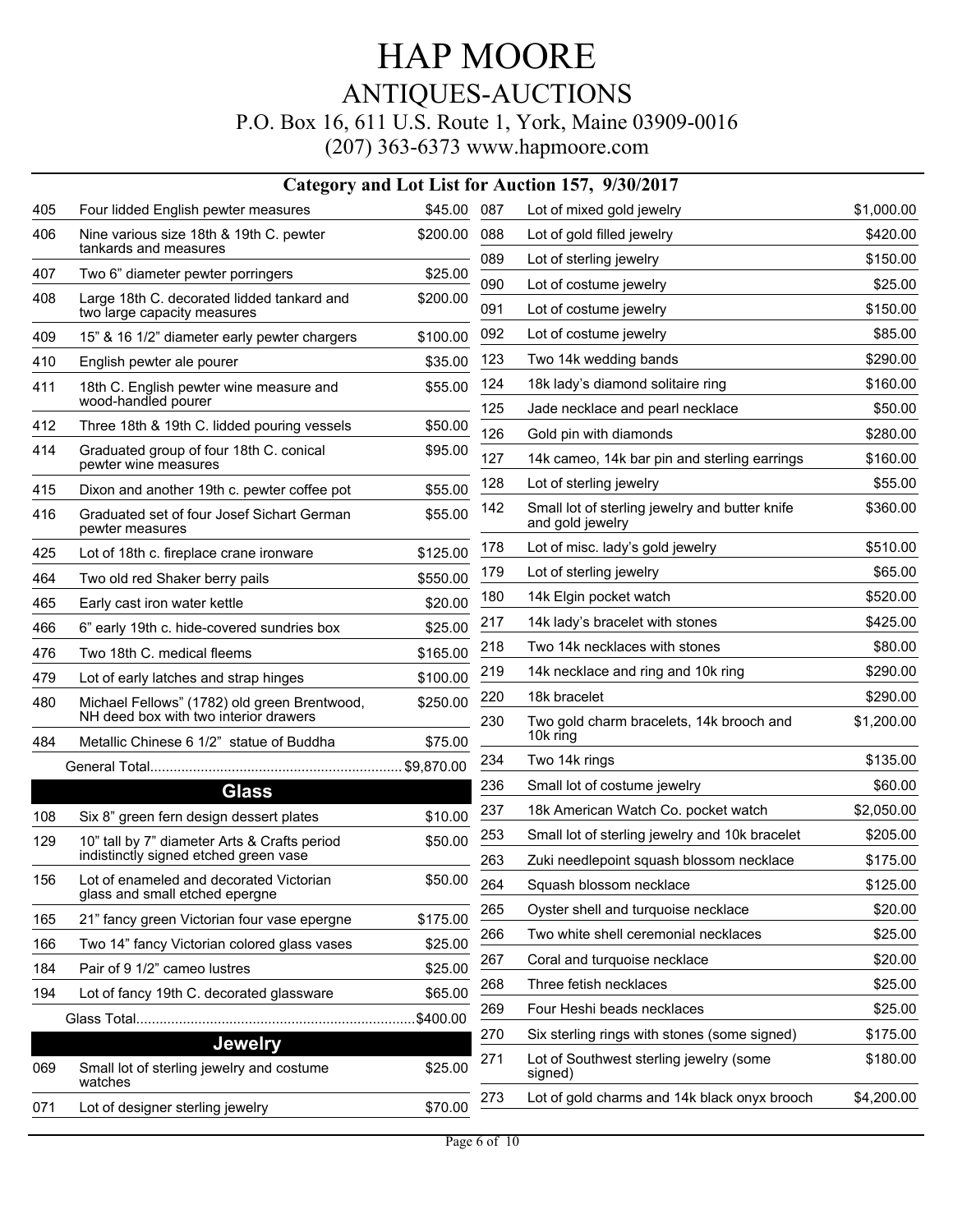# HAP MOORE

## ANTIQUES-AUCTIONS

P.O. Box 16, 611 U.S. Route 1, York, Maine 03909-0016

(207) 363-6373 www.hapmoore.com

### Category and Lot List for Auction 157, 9/30/2017

| Lot | Description | Price |
|---|---|---|
| 405 | Four lidded English pewter measures | $45.00 |
| 406 | Nine various size 18th & 19th C. pewter tankards and measures | $200.00 |
| 407 | Two 6" diameter pewter porringers | $25.00 |
| 408 | Large 18th C. decorated lidded tankard and two large capacity measures | $200.00 |
| 409 | 15" & 16 1/2" diameter early pewter chargers | $100.00 |
| 410 | English pewter ale pourer | $35.00 |
| 411 | 18th C. English pewter wine measure and wood-handled pourer | $55.00 |
| 412 | Three 18th & 19th C. lidded pouring vessels | $50.00 |
| 414 | Graduated group of four 18th C. conical pewter wine measures | $95.00 |
| 415 | Dixon and another 19th c. pewter coffee pot | $55.00 |
| 416 | Graduated set of four Josef Sichart German pewter measures | $55.00 |
| 425 | Lot of 18th c. fireplace crane ironware | $125.00 |
| 464 | Two old red Shaker berry pails | $550.00 |
| 465 | Early cast iron water kettle | $20.00 |
| 466 | 6" early 19th c. hide-covered sundries box | $25.00 |
| 476 | Two 18th C. medical fleems | $165.00 |
| 479 | Lot of early latches and strap hinges | $100.00 |
| 480 | Michael Fellows" (1782) old green Brentwood, NH deed box with two interior drawers | $250.00 |
| 484 | Metallic Chinese 6 1/2" statue of Buddha | $75.00 |
| | General Total | $9,870.00 |

## Glass

| Lot | Description | Price |
|---|---|---|
| 108 | Six 8" green fern design dessert plates | $10.00 |
| 129 | 10" tall by 7" diameter Arts & Crafts period indistinctly signed etched green vase | $50.00 |
| 156 | Lot of enameled and decorated Victorian glass and small etched epergne | $50.00 |
| 165 | 21" fancy green Victorian four vase epergne | $175.00 |
| 166 | Two 14" fancy Victorian colored glass vases | $25.00 |
| 184 | Pair of 9 1/2" cameo lustres | $25.00 |
| 194 | Lot of fancy 19th C. decorated glassware | $65.00 |
| | Glass Total | $400.00 |

## Jewelry

| Lot | Description | Price |
|---|---|---|
| 069 | Small lot of sterling jewelry and costume watches | $25.00 |
| 071 | Lot of designer sterling jewelry | $70.00 |
| 087 | Lot of mixed gold jewelry | $1,000.00 |
| 088 | Lot of gold filled jewelry | $420.00 |
| 089 | Lot of sterling jewelry | $150.00 |
| 090 | Lot of costume jewelry | $25.00 |
| 091 | Lot of costume jewelry | $150.00 |
| 092 | Lot of costume jewelry | $85.00 |
| 123 | Two 14k wedding bands | $290.00 |
| 124 | 18k lady's diamond solitaire ring | $160.00 |
| 125 | Jade necklace and pearl necklace | $50.00 |
| 126 | Gold pin with diamonds | $280.00 |
| 127 | 14k cameo, 14k bar pin and sterling earrings | $160.00 |
| 128 | Lot of sterling jewelry | $55.00 |
| 142 | Small lot of sterling jewelry and butter knife and gold jewelry | $360.00 |
| 178 | Lot of misc. lady's gold jewelry | $510.00 |
| 179 | Lot of sterling jewelry | $65.00 |
| 180 | 14k Elgin pocket watch | $520.00 |
| 217 | 14k lady's bracelet with stones | $425.00 |
| 218 | Two 14k necklaces with stones | $80.00 |
| 219 | 14k necklace and ring and 10k ring | $290.00 |
| 220 | 18k bracelet | $290.00 |
| 230 | Two gold charm bracelets, 14k brooch and 10k ring | $1,200.00 |
| 234 | Two 14k rings | $135.00 |
| 236 | Small lot of costume jewelry | $60.00 |
| 237 | 18k American Watch Co. pocket watch | $2,050.00 |
| 253 | Small lot of sterling jewelry and 10k bracelet | $205.00 |
| 263 | Zuki needlepoint squash blossom necklace | $175.00 |
| 264 | Squash blossom necklace | $125.00 |
| 265 | Oyster shell and turquoise necklace | $20.00 |
| 266 | Two white shell ceremonial necklaces | $25.00 |
| 267 | Coral and turquoise necklace | $20.00 |
| 268 | Three fetish necklaces | $25.00 |
| 269 | Four Heshi beads necklaces | $25.00 |
| 270 | Six sterling rings with stones (some signed) | $175.00 |
| 271 | Lot of Southwest sterling jewelry (some signed) | $180.00 |
| 273 | Lot of gold charms and 14k black onyx brooch | $4,200.00 |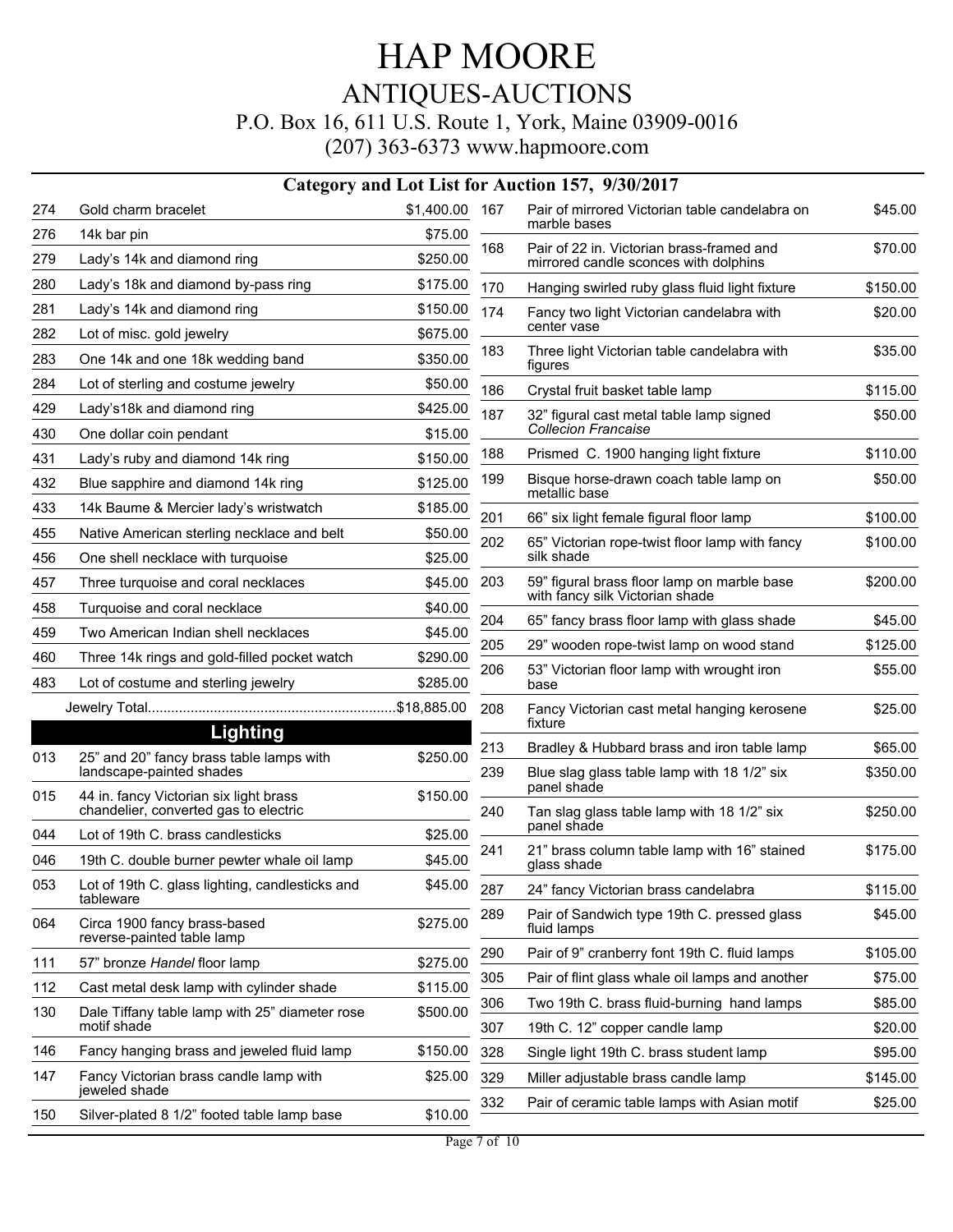# HAP MOORE

## ANTIQUES-AUCTIONS

P.O. Box 16, 611 U.S. Route 1, York, Maine 03909-0016

(207) 363-6373 www.hapmoore.com

### Category and Lot List for Auction 157, 9/30/2017

| Lot | Description | Price |
|---|---|---|
| 274 | Gold charm bracelet | $1,400.00 |
| 276 | 14k bar pin | $75.00 |
| 279 | Lady's 14k and diamond ring | $250.00 |
| 280 | Lady's 18k and diamond by-pass ring | $175.00 |
| 281 | Lady's 14k and diamond ring | $150.00 |
| 282 | Lot of misc. gold jewelry | $675.00 |
| 283 | One 14k and one 18k wedding band | $350.00 |
| 284 | Lot of sterling and costume jewelry | $50.00 |
| 429 | Lady's18k and diamond ring | $425.00 |
| 430 | One dollar coin pendant | $15.00 |
| 431 | Lady's ruby and diamond 14k ring | $150.00 |
| 432 | Blue sapphire and diamond 14k ring | $125.00 |
| 433 | 14k Baume & Mercier lady's wristwatch | $185.00 |
| 455 | Native American sterling necklace and belt | $50.00 |
| 456 | One shell necklace with turquoise | $25.00 |
| 457 | Three turquoise and coral necklaces | $45.00 |
| 458 | Turquoise and coral necklace | $40.00 |
| 459 | Two American Indian shell necklaces | $45.00 |
| 460 | Three 14k rings and gold-filled pocket watch | $290.00 |
| 483 | Lot of costume and sterling jewelry | $285.00 |

Jewelry Total................................................................$18,885.00

## Lighting

| Lot | Description | Price |
|---|---|---|
| 013 | 25" and 20" fancy brass table lamps with landscape-painted shades | $250.00 |
| 015 | 44 in. fancy Victorian six light brass chandelier, converted gas to electric | $150.00 |
| 044 | Lot of 19th C. brass candlesticks | $25.00 |
| 046 | 19th C. double burner pewter whale oil lamp | $45.00 |
| 053 | Lot of 19th C. glass lighting, candlesticks and tableware | $45.00 |
| 064 | Circa 1900 fancy brass-based reverse-painted table lamp | $275.00 |
| 111 | 57" bronze *Handel* floor lamp | $275.00 |
| 112 | Cast metal desk lamp with cylinder shade | $115.00 |
| 130 | Dale Tiffany table lamp with 25" diameter rose motif shade | $500.00 |
| 146 | Fancy hanging brass and jeweled fluid lamp | $150.00 |
| 147 | Fancy Victorian brass candle lamp with jeweled shade | $25.00 |
| 150 | Silver-plated 8 1/2" footed table lamp base | $10.00 |
| 167 | Pair of mirrored Victorian table candelabra on marble bases | $45.00 |
| 168 | Pair of 22 in. Victorian brass-framed and mirrored candle sconces with dolphins | $70.00 |
| 170 | Hanging swirled ruby glass fluid light fixture | $150.00 |
| 174 | Fancy two light Victorian candelabra with center vase | $20.00 |
| 183 | Three light Victorian table candelabra with figures | $35.00 |
| 186 | Crystal fruit basket table lamp | $115.00 |
| 187 | 32" figural cast metal table lamp signed *Collecion Francaise* | $50.00 |
| 188 | Prismed C. 1900 hanging light fixture | $110.00 |
| 199 | Bisque horse-drawn coach table lamp on metallic base | $50.00 |
| 201 | 66" six light female figural floor lamp | $100.00 |
| 202 | 65" Victorian rope-twist floor lamp with fancy silk shade | $100.00 |
| 203 | 59" figural brass floor lamp on marble base with fancy silk Victorian shade | $200.00 |
| 204 | 65" fancy brass floor lamp with glass shade | $45.00 |
| 205 | 29" wooden rope-twist lamp on wood stand | $125.00 |
| 206 | 53" Victorian floor lamp with wrought iron base | $55.00 |
| 208 | Fancy Victorian cast metal hanging kerosene fixture | $25.00 |
| 213 | Bradley & Hubbard brass and iron table lamp | $65.00 |
| 239 | Blue slag glass table lamp with 18 1/2" six panel shade | $350.00 |
| 240 | Tan slag glass table lamp with 18 1/2" six panel shade | $250.00 |
| 241 | 21" brass column table lamp with 16" stained glass shade | $175.00 |
| 287 | 24" fancy Victorian brass candelabra | $115.00 |
| 289 | Pair of Sandwich type 19th C. pressed glass fluid lamps | $45.00 |
| 290 | Pair of 9" cranberry font 19th C. fluid lamps | $105.00 |
| 305 | Pair of flint glass whale oil lamps and another | $75.00 |
| 306 | Two 19th C. brass fluid-burning hand lamps | $85.00 |
| 307 | 19th C. 12" copper candle lamp | $20.00 |
| 328 | Single light 19th C. brass student lamp | $95.00 |
| 329 | Miller adjustable brass candle lamp | $145.00 |
| 332 | Pair of ceramic table lamps with Asian motif | $25.00 |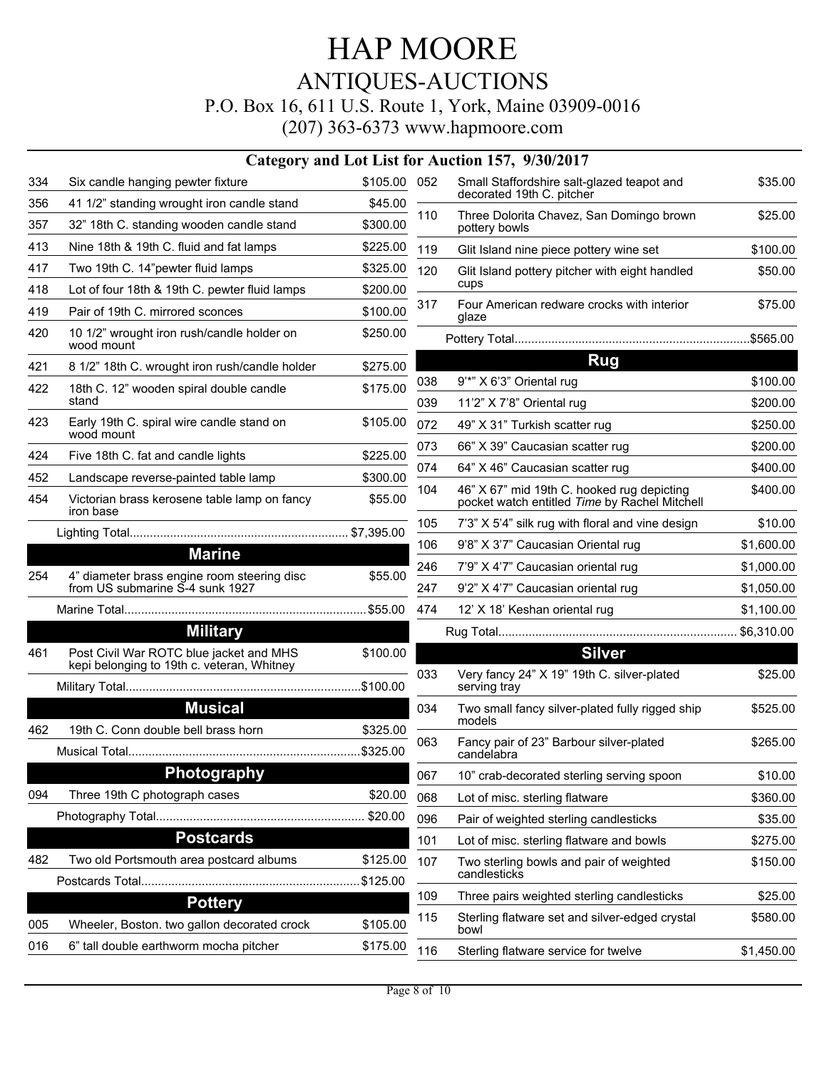# HAP MOORE

## ANTIQUES-AUCTIONS

P.O. Box 16, 611 U.S. Route 1, York, Maine 03909-0016

(207) 363-6373 www.hapmoore.com

### Category and Lot List for Auction 157, 9/30/2017

| Lot | Description | Price |
|---|---|---|
| 334 | Six candle hanging pewter fixture | $105.00 |
| 356 | 41 1/2" standing wrought iron candle stand | $45.00 |
| 357 | 32" 18th C. standing wooden candle stand | $300.00 |
| 413 | Nine 18th & 19th C. fluid and fat lamps | $225.00 |
| 417 | Two 19th C. 14"pewter fluid lamps | $325.00 |
| 418 | Lot of four 18th & 19th C. pewter fluid lamps | $200.00 |
| 419 | Pair of 19th C. mirrored sconces | $100.00 |
| 420 | 10 1/2" wrought iron rush/candle holder on wood mount | $250.00 |
| 421 | 8 1/2" 18th C. wrought iron rush/candle holder | $275.00 |
| 422 | 18th C. 12" wooden spiral double candle stand | $175.00 |
| 423 | Early 19th C. spiral wire candle stand on wood mount | $105.00 |
| 424 | Five 18th C. fat and candle lights | $225.00 |
| 452 | Landscape reverse-painted table lamp | $300.00 |
| 454 | Victorian brass kerosene table lamp on fancy iron base | $55.00 |
| | Lighting Total | $7,395.00 |

### Marine

| Lot | Description | Price |
|---|---|---|
| 254 | 4" diameter brass engine room steering disc from US submarine S-4 sunk 1927 | $55.00 |
| | Marine Total | $55.00 |

### Military

| Lot | Description | Price |
|---|---|---|
| 461 | Post Civil War ROTC blue jacket and MHS kepi belonging to 19th c. veteran, Whitney | $100.00 |
| | Military Total | $100.00 |

### Musical

| Lot | Description | Price |
|---|---|---|
| 462 | 19th C. Conn double bell brass horn | $325.00 |
| | Musical Total | $325.00 |

### Photography

| Lot | Description | Price |
|---|---|---|
| 094 | Three 19th C photograph cases | $20.00 |
| | Photography Total | $20.00 |

### Postcards

| Lot | Description | Price |
|---|---|---|
| 482 | Two old Portsmouth area postcard albums | $125.00 |
| | Postcards Total | $125.00 |

### Pottery

| Lot | Description | Price |
|---|---|---|
| 005 | Wheeler, Boston. two gallon decorated crock | $105.00 |
| 016 | 6" tall double earthworm mocha pitcher | $175.00 |
| 052 | Small Staffordshire salt-glazed teapot and decorated 19th C. pitcher | $35.00 |
| 110 | Three Dolorita Chavez, San Domingo brown pottery bowls | $25.00 |
| 119 | Glit Island nine piece pottery wine set | $100.00 |
| 120 | Glit Island pottery pitcher with eight handled cups | $50.00 |
| 317 | Four American redware crocks with interior glaze | $75.00 |
| | Pottery Total | $565.00 |

### Rug

| Lot | Description | Price |
|---|---|---|
| 038 | 9'*" X 6'3" Oriental rug | $100.00 |
| 039 | 11'2" X 7'8" Oriental rug | $200.00 |
| 072 | 49" X 31" Turkish scatter rug | $250.00 |
| 073 | 66" X 39" Caucasian scatter rug | $200.00 |
| 074 | 64" X 46" Caucasian scatter rug | $400.00 |
| 104 | 46" X 67" mid 19th C. hooked rug depicting pocket watch entitled *Time* by Rachel Mitchell | $400.00 |
| 105 | 7'3" X 5'4" silk rug with floral and vine design | $10.00 |
| 106 | 9'8" X 3'7" Caucasian Oriental rug | $1,600.00 |
| 246 | 7'9" X 4'7" Caucasian oriental rug | $1,000.00 |
| 247 | 9'2" X 4'7" Caucasian oriental rug | $1,050.00 |
| 474 | 12' X 18' Keshan oriental rug | $1,100.00 |
| | Rug Total | $6,310.00 |

### Silver

| Lot | Description | Price |
|---|---|---|
| 033 | Very fancy 24" X 19" 19th C. silver-plated serving tray | $25.00 |
| 034 | Two small fancy silver-plated fully rigged ship models | $525.00 |
| 063 | Fancy pair of 23" Barbour silver-plated candelabra | $265.00 |
| 067 | 10" crab-decorated sterling serving spoon | $10.00 |
| 068 | Lot of misc. sterling flatware | $360.00 |
| 096 | Pair of weighted sterling candlesticks | $35.00 |
| 101 | Lot of misc. sterling flatware and bowls | $275.00 |
| 107 | Two sterling bowls and pair of weighted candlesticks | $150.00 |
| 109 | Three pairs weighted sterling candlesticks | $25.00 |
| 115 | Sterling flatware set and silver-edged crystal bowl | $580.00 |
| 116 | Sterling flatware service for twelve | $1,450.00 |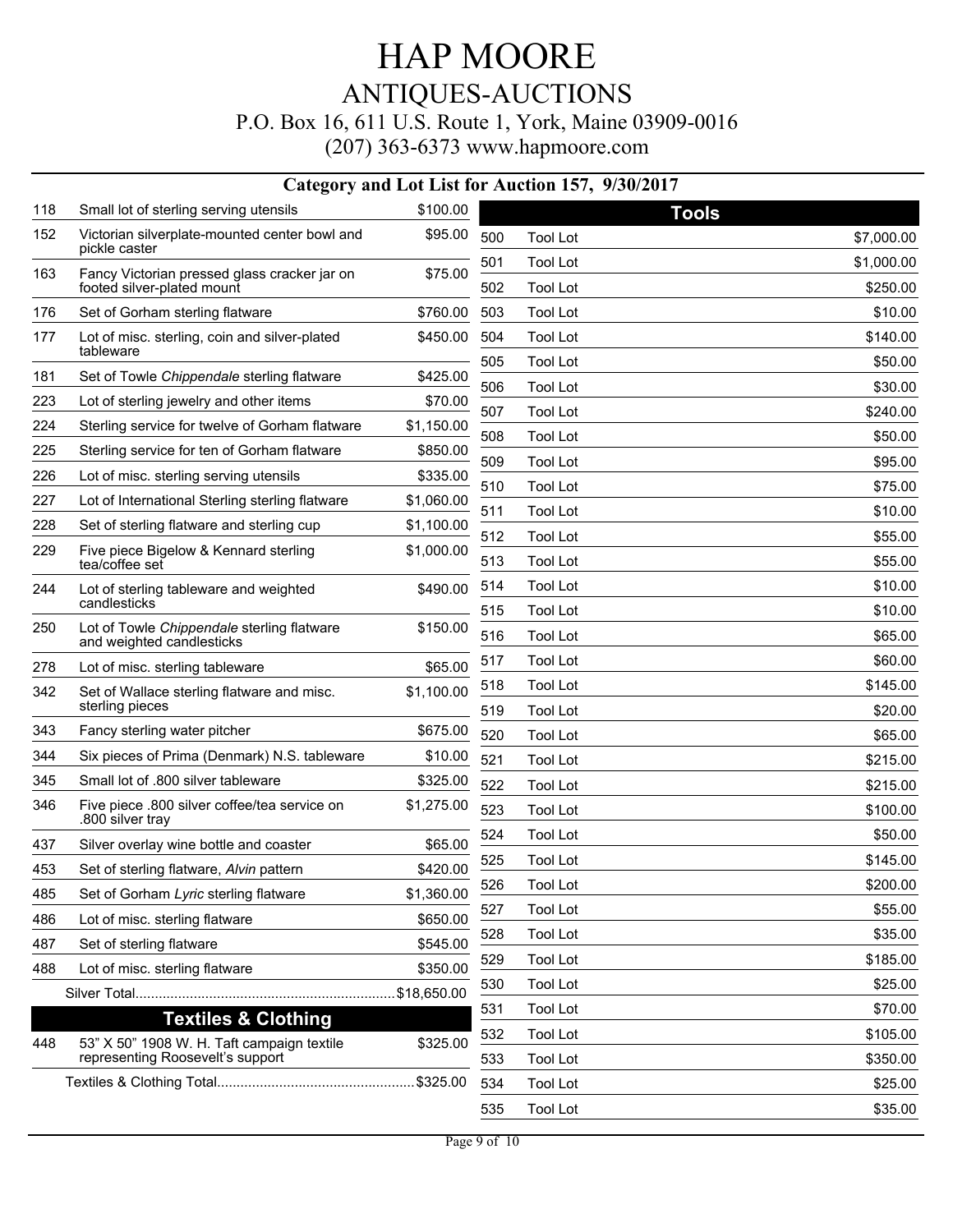# HAP MOORE

## ANTIQUES-AUCTIONS

P.O. Box 16, 611 U.S. Route 1, York, Maine 03909-0016

(207) 363-6373 www.hapmoore.com

### Category and Lot List for Auction 157, 9/30/2017

| Lot | Description | Price |
|---|---|---|
| 118 | Small lot of sterling serving utensils | $100.00 |
| 152 | Victorian silverplate-mounted center bowl and pickle caster | $95.00 |
| 163 | Fancy Victorian pressed glass cracker jar on footed silver-plated mount | $75.00 |
| 176 | Set of Gorham sterling flatware | $760.00 |
| 177 | Lot of misc. sterling, coin and silver-plated tableware | $450.00 |
| 181 | Set of Towle *Chippendale* sterling flatware | $425.00 |
| 223 | Lot of sterling jewelry and other items | $70.00 |
| 224 | Sterling service for twelve of Gorham flatware | $1,150.00 |
| 225 | Sterling service for ten of Gorham flatware | $850.00 |
| 226 | Lot of misc. sterling serving utensils | $335.00 |
| 227 | Lot of International Sterling sterling flatware | $1,060.00 |
| 228 | Set of sterling flatware and sterling cup | $1,100.00 |
| 229 | Five piece Bigelow & Kennard sterling tea/coffee set | $1,000.00 |
| 244 | Lot of sterling tableware and weighted candlesticks | $490.00 |
| 250 | Lot of Towle *Chippendale* sterling flatware and weighted candlesticks | $150.00 |
| 278 | Lot of misc. sterling tableware | $65.00 |
| 342 | Set of Wallace sterling flatware and misc. sterling pieces | $1,100.00 |
| 343 | Fancy sterling water pitcher | $675.00 |
| 344 | Six pieces of Prima (Denmark) N.S. tableware | $10.00 |
| 345 | Small lot of .800 silver tableware | $325.00 |
| 346 | Five piece .800 silver coffee/tea service on .800 silver tray | $1,275.00 |
| 437 | Silver overlay wine bottle and coaster | $65.00 |
| 453 | Set of sterling flatware, *Alvin* pattern | $420.00 |
| 485 | Set of Gorham *Lyric* sterling flatware | $1,360.00 |
| 486 | Lot of misc. sterling flatware | $650.00 |
| 487 | Set of sterling flatware | $545.00 |
| 488 | Lot of misc. sterling flatware | $350.00 |
| | Silver Total | $18,650.00 |

## Textiles & Clothing

| Lot | Description | Price |
|---|---|---|
| 448 | 53" X 50" 1908 W. H. Taft campaign textile representing Roosevelt's support | $325.00 |
| | Textiles & Clothing Total | $325.00 |

## Tools

| Lot | Description | Price |
|---|---|---|
| 500 | Tool Lot | $7,000.00 |
| 501 | Tool Lot | $1,000.00 |
| 502 | Tool Lot | $250.00 |
| 503 | Tool Lot | $10.00 |
| 504 | Tool Lot | $140.00 |
| 505 | Tool Lot | $50.00 |
| 506 | Tool Lot | $30.00 |
| 507 | Tool Lot | $240.00 |
| 508 | Tool Lot | $50.00 |
| 509 | Tool Lot | $95.00 |
| 510 | Tool Lot | $75.00 |
| 511 | Tool Lot | $10.00 |
| 512 | Tool Lot | $55.00 |
| 513 | Tool Lot | $55.00 |
| 514 | Tool Lot | $10.00 |
| 515 | Tool Lot | $10.00 |
| 516 | Tool Lot | $65.00 |
| 517 | Tool Lot | $60.00 |
| 518 | Tool Lot | $145.00 |
| 519 | Tool Lot | $20.00 |
| 520 | Tool Lot | $65.00 |
| 521 | Tool Lot | $215.00 |
| 522 | Tool Lot | $215.00 |
| 523 | Tool Lot | $100.00 |
| 524 | Tool Lot | $50.00 |
| 525 | Tool Lot | $145.00 |
| 526 | Tool Lot | $200.00 |
| 527 | Tool Lot | $55.00 |
| 528 | Tool Lot | $35.00 |
| 529 | Tool Lot | $185.00 |
| 530 | Tool Lot | $25.00 |
| 531 | Tool Lot | $70.00 |
| 532 | Tool Lot | $105.00 |
| 533 | Tool Lot | $350.00 |
| 534 | Tool Lot | $25.00 |
| 535 | Tool Lot | $35.00 |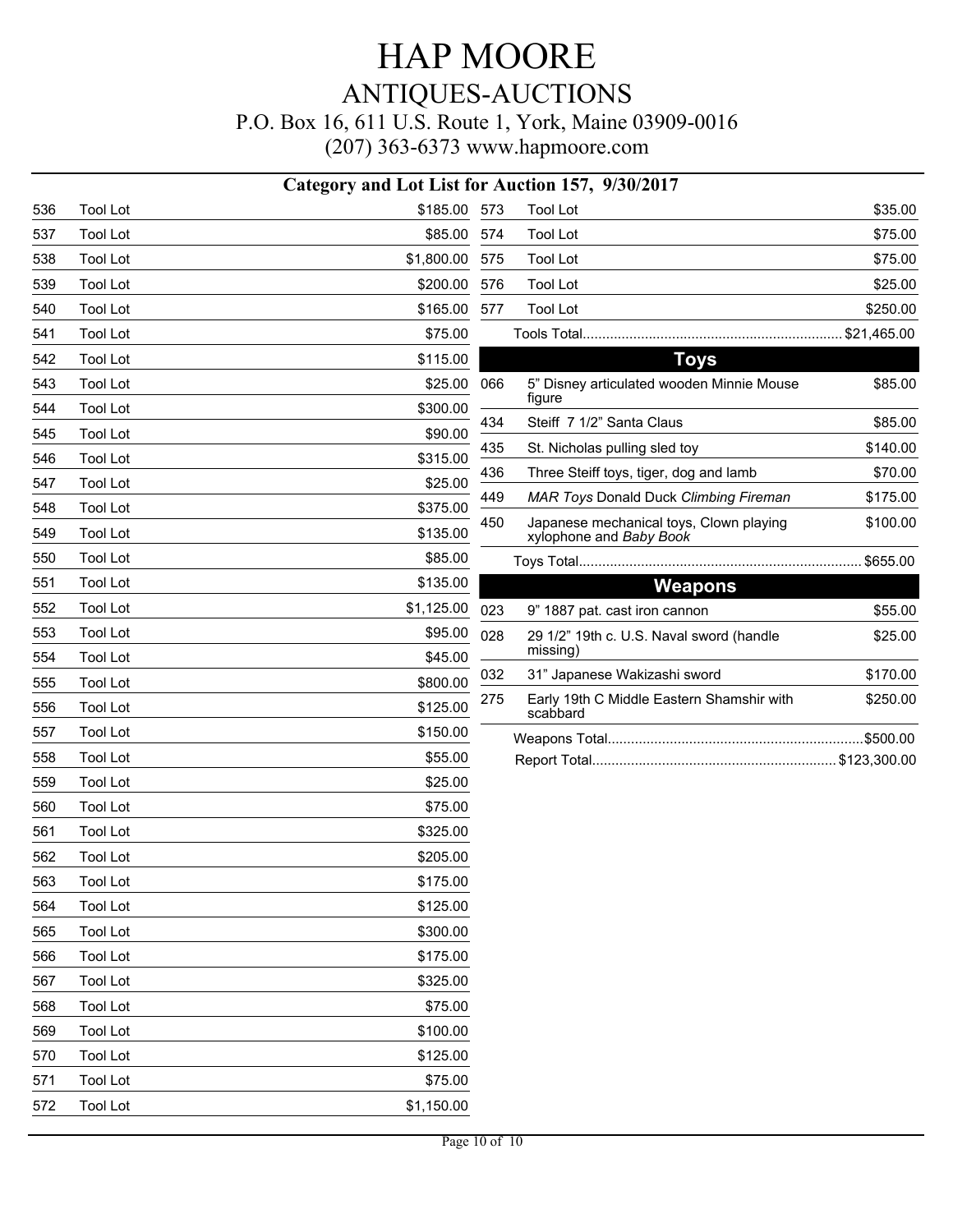# HAP MOORE

## ANTIQUES-AUCTIONS

P.O. Box 16, 611 U.S. Route 1, York, Maine 03909-0016

(207) 363-6373 www.hapmoore.com

### Category and Lot List for Auction 157, 9/30/2017

| | | |
|---|---|---|
| 536 | Tool Lot | $185.00 |
| 537 | Tool Lot | $85.00 |
| 538 | Tool Lot | $1,800.00 |
| 539 | Tool Lot | $200.00 |
| 540 | Tool Lot | $165.00 |
| 541 | Tool Lot | $75.00 |
| 542 | Tool Lot | $115.00 |
| 543 | Tool Lot | $25.00 |
| 544 | Tool Lot | $300.00 |
| 545 | Tool Lot | $90.00 |
| 546 | Tool Lot | $315.00 |
| 547 | Tool Lot | $25.00 |
| 548 | Tool Lot | $375.00 |
| 549 | Tool Lot | $135.00 |
| 550 | Tool Lot | $85.00 |
| 551 | Tool Lot | $135.00 |
| 552 | Tool Lot | $1,125.00 |
| 553 | Tool Lot | $95.00 |
| 554 | Tool Lot | $45.00 |
| 555 | Tool Lot | $800.00 |
| 556 | Tool Lot | $125.00 |
| 557 | Tool Lot | $150.00 |
| 558 | Tool Lot | $55.00 |
| 559 | Tool Lot | $25.00 |
| 560 | Tool Lot | $75.00 |
| 561 | Tool Lot | $325.00 |
| 562 | Tool Lot | $205.00 |
| 563 | Tool Lot | $175.00 |
| 564 | Tool Lot | $125.00 |
| 565 | Tool Lot | $300.00 |
| 566 | Tool Lot | $175.00 |
| 567 | Tool Lot | $325.00 |
| 568 | Tool Lot | $75.00 |
| 569 | Tool Lot | $100.00 |
| 570 | Tool Lot | $125.00 |
| 571 | Tool Lot | $75.00 |
| 572 | Tool Lot | $1,150.00 |
| 573 | Tool Lot | $35.00 |
| 574 | Tool Lot | $75.00 |
| 575 | Tool Lot | $75.00 |
| 576 | Tool Lot | $25.00 |
| 577 | Tool Lot | $250.00 |

Tools Total.................................................................. $21,465.00

## Toys

| | | |
|---|---|---|
| 066 | 5" Disney articulated wooden Minnie Mouse figure | $85.00 |
| 434 | Steiff 7 1/2" Santa Claus | $85.00 |
| 435 | St. Nicholas pulling sled toy | $140.00 |
| 436 | Three Steiff toys, tiger, dog and lamb | $70.00 |
| 449 | *MAR Toys* Donald Duck *Climbing Fireman* | $175.00 |
| 450 | Japanese mechanical toys, Clown playing xylophone and *Baby Book* | $100.00 |

Toys Total........................................................................ $655.00

## Weapons

| | | |
|---|---|---|
| 023 | 9" 1887 pat. cast iron cannon | $55.00 |
| 028 | 29 1/2" 19th c. U.S. Naval sword (handle missing) | $25.00 |
| 032 | 31" Japanese Wakizashi sword | $170.00 |
| 275 | Early 19th C Middle Eastern Shamshir with scabbard | $250.00 |

Weapons Total.................................................................$500.00

Report Total.............................................................. $123,300.00